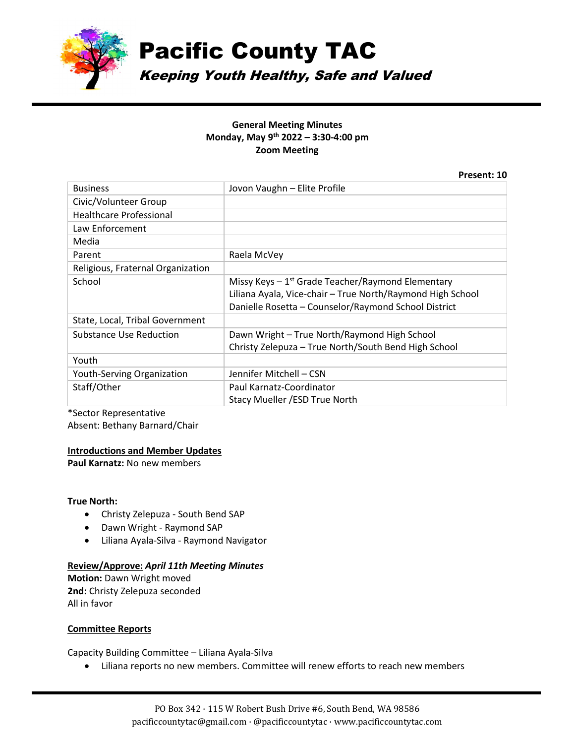# Pacific County TAC

***Keeping Youth Healthy, Safe and Valued***

**General Meeting Minutes**
**Monday, May 9th 2022 – 3:30-4:00 pm**
**Zoom Meeting**

**Present: 10**

| | |
|---|---|
| Business | Jovon Vaughn – Elite Profile |
| Civic/Volunteer Group | |
| Healthcare Professional | |
| Law Enforcement | |
| Media | |
| Parent | Raela McVey |
| Religious, Fraternal Organization | |
| School | Missy Keys – 1st Grade Teacher/Raymond Elementary<br>Liliana Ayala, Vice-chair – True North/Raymond High School<br>Danielle Rosetta – Counselor/Raymond School District |
| State, Local, Tribal Government | |
| Substance Use Reduction | Dawn Wright – True North/Raymond High School<br>Christy Zelepuza – True North/South Bend High School |
| Youth | |
| Youth-Serving Organization | Jennifer Mitchell – CSN |
| Staff/Other | Paul Karnatz-Coordinator<br>Stacy Mueller /ESD True North |

*Sector Representative
Absent: Bethany Barnard/Chair

**Introductions and Member Updates**
**Paul Karnatz:** No new members

**True North:**

- Christy Zelepuza - South Bend SAP
- Dawn Wright - Raymond SAP
- Liliana Ayala-Silva - Raymond Navigator

**Review/Approve:** ***April 11th Meeting Minutes***
**Motion:** Dawn Wright moved
**2nd:** Christy Zelepuza seconded
All in favor

**Committee Reports**

Capacity Building Committee – Liliana Ayala-Silva

- Liliana reports no new members. Committee will renew efforts to reach new members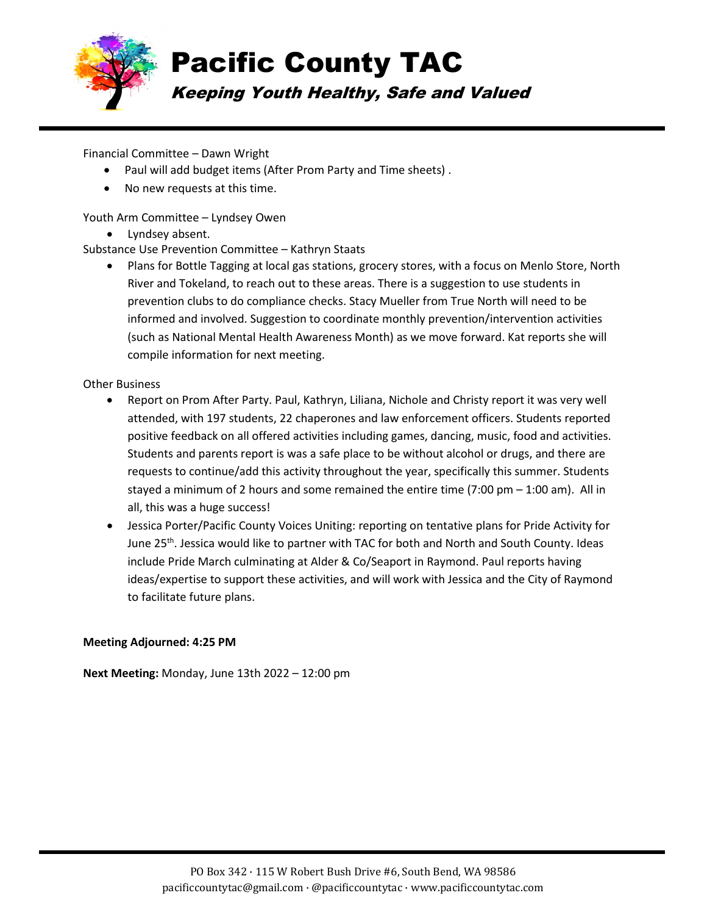Financial Committee – Dawn Wright

- Paul will add budget items (After Prom Party and Time sheets) .
- No new requests at this time.

Youth Arm Committee – Lyndsey Owen

- Lyndsey absent.

Substance Use Prevention Committee – Kathryn Staats

- Plans for Bottle Tagging at local gas stations, grocery stores, with a focus on Menlo Store, North River and Tokeland, to reach out to these areas. There is a suggestion to use students in prevention clubs to do compliance checks. Stacy Mueller from True North will need to be informed and involved. Suggestion to coordinate monthly prevention/intervention activities (such as National Mental Health Awareness Month) as we move forward. Kat reports she will compile information for next meeting.

Other Business

- Report on Prom After Party. Paul, Kathryn, Liliana, Nichole and Christy report it was very well attended, with 197 students, 22 chaperones and law enforcement officers. Students reported positive feedback on all offered activities including games, dancing, music, food and activities. Students and parents report is was a safe place to be without alcohol or drugs, and there are requests to continue/add this activity throughout the year, specifically this summer. Students stayed a minimum of 2 hours and some remained the entire time (7:00 pm – 1:00 am). All in all, this was a huge success!
- Jessica Porter/Pacific County Voices Uniting: reporting on tentative plans for Pride Activity for June 25th. Jessica would like to partner with TAC for both and North and South County. Ideas include Pride March culminating at Alder & Co/Seaport in Raymond. Paul reports having ideas/expertise to support these activities, and will work with Jessica and the City of Raymond to facilitate future plans.

**Meeting Adjourned: 4:25 PM**

**Next Meeting:** Monday, June 13th 2022 – 12:00 pm